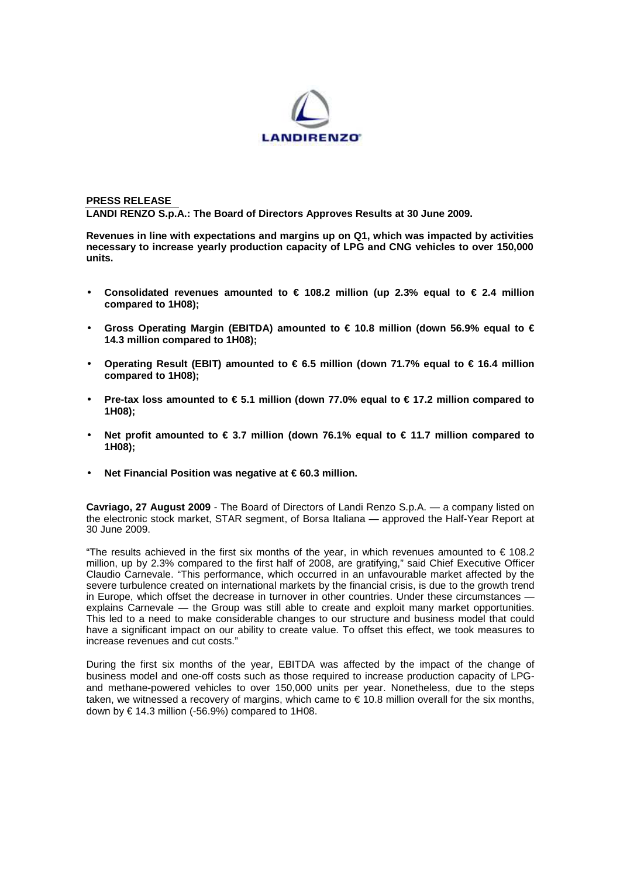**PRESS RELEASE**

**LANDI RENZO S.p.A.: The Board of Directors Approves Results at 30 June 2009.**

**Revenues in line with expectations and margins up on Q1, which was impacted by activities necessary to increase yearly production capacity of LPG and CNG vehicles to over 150,000 units.**

- **Consolidated revenues amounted to € 108.2 million (up 2.3% equal to € 2.4 million compared to 1H08);**
- **Gross Operating Margin (EBITDA) amounted to € 10.8 million (down 56.9% equal to € 14.3 million compared to 1H08);**
- **Operating Result (EBIT) amounted to € 6.5 million (down 71.7% equal to € 16.4 million compared to 1H08);**
- **Pre-tax loss amounted to € 5.1 million (down 77.0% equal to € 17.2 million compared to 1H08);**
- **Net profit amounted to € 3.7 million (down 76.1% equal to € 11.7 million compared to 1H08);**
- **Net Financial Position was negative at € 60.3 million.**

**Cavriago, 27 August 2009** - The Board of Directors of Landi Renzo S.p.A. — a company listed on the electronic stock market, STAR segment, of Borsa Italiana — approved the Half-Year Report at 30 June 2009.

"The results achieved in the first six months of the year, in which revenues amounted to € 108.2 million, up by 2.3% compared to the first half of 2008, are gratifying," said Chief Executive Officer Claudio Carnevale. "This performance, which occurred in an unfavourable market affected by the severe turbulence created on international markets by the financial crisis, is due to the growth trend in Europe, which offset the decrease in turnover in other countries. Under these circumstances — explains Carnevale — the Group was still able to create and exploit many market opportunities. This led to a need to make considerable changes to our structure and business model that could have a significant impact on our ability to create value. To offset this effect, we took measures to increase revenues and cut costs."

During the first six months of the year, EBITDA was affected by the impact of the change of business model and one-off costs such as those required to increase production capacity of LPG- and methane-powered vehicles to over 150,000 units per year. Nonetheless, due to the steps taken, we witnessed a recovery of margins, which came to € 10.8 million overall for the six months, down by € 14.3 million (-56.9%) compared to 1H08.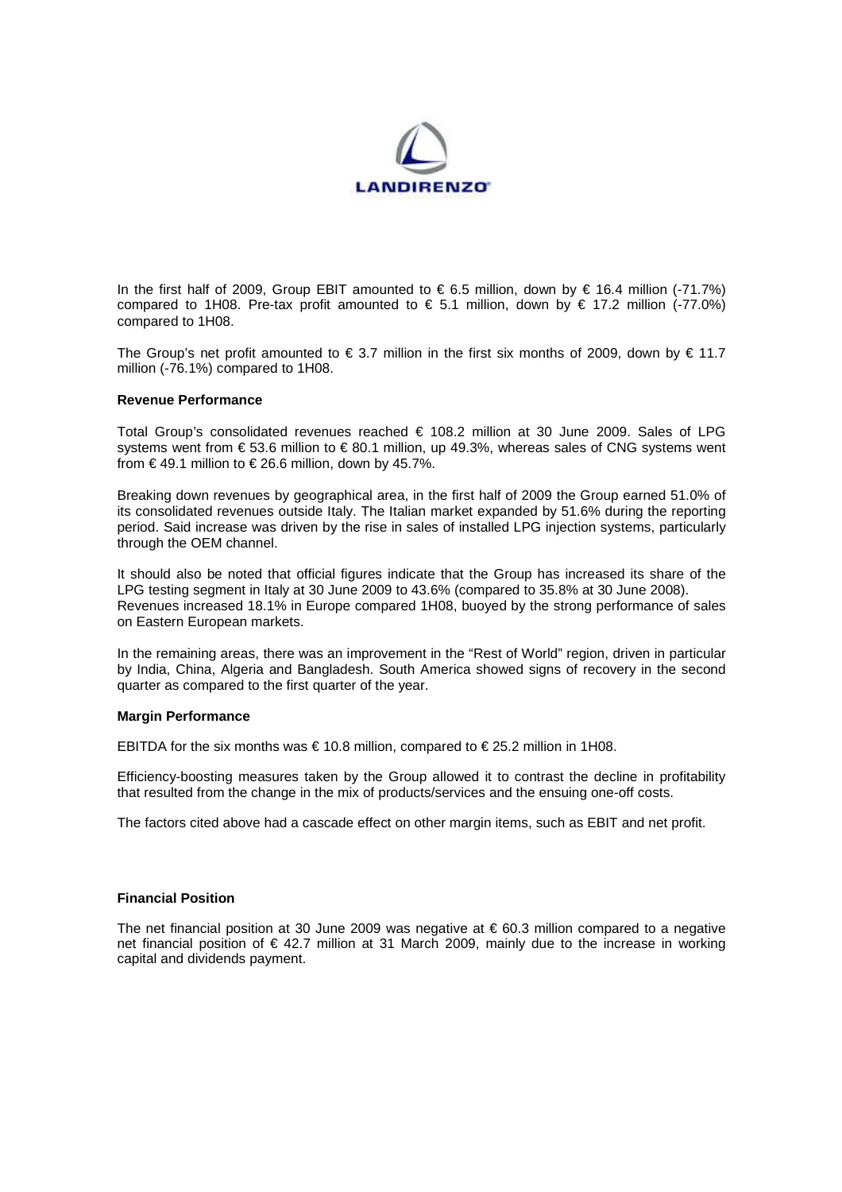In the first half of 2009, Group EBIT amounted to € 6.5 million, down by € 16.4 million (-71.7%) compared to 1H08. Pre-tax profit amounted to € 5.1 million, down by € 17.2 million (-77.0%) compared to 1H08.

The Group's net profit amounted to € 3.7 million in the first six months of 2009, down by € 11.7 million (-76.1%) compared to 1H08.

**Revenue Performance**

Total Group's consolidated revenues reached € 108.2 million at 30 June 2009. Sales of LPG systems went from € 53.6 million to € 80.1 million, up 49.3%, whereas sales of CNG systems went from € 49.1 million to € 26.6 million, down by 45.7%.

Breaking down revenues by geographical area, in the first half of 2009 the Group earned 51.0% of its consolidated revenues outside Italy. The Italian market expanded by 51.6% during the reporting period. Said increase was driven by the rise in sales of installed LPG injection systems, particularly through the OEM channel.

It should also be noted that official figures indicate that the Group has increased its share of the LPG testing segment in Italy at 30 June 2009 to 43.6% (compared to 35.8% at 30 June 2008). Revenues increased 18.1% in Europe compared 1H08, buoyed by the strong performance of sales on Eastern European markets.

In the remaining areas, there was an improvement in the "Rest of World" region, driven in particular by India, China, Algeria and Bangladesh. South America showed signs of recovery in the second quarter as compared to the first quarter of the year.

**Margin Performance**

EBITDA for the six months was € 10.8 million, compared to € 25.2 million in 1H08.

Efficiency-boosting measures taken by the Group allowed it to contrast the decline in profitability that resulted from the change in the mix of products/services and the ensuing one-off costs.

The factors cited above had a cascade effect on other margin items, such as EBIT and net profit.

**Financial Position**

The net financial position at 30 June 2009 was negative at € 60.3 million compared to a negative net financial position of € 42.7 million at 31 March 2009, mainly due to the increase in working capital and dividends payment.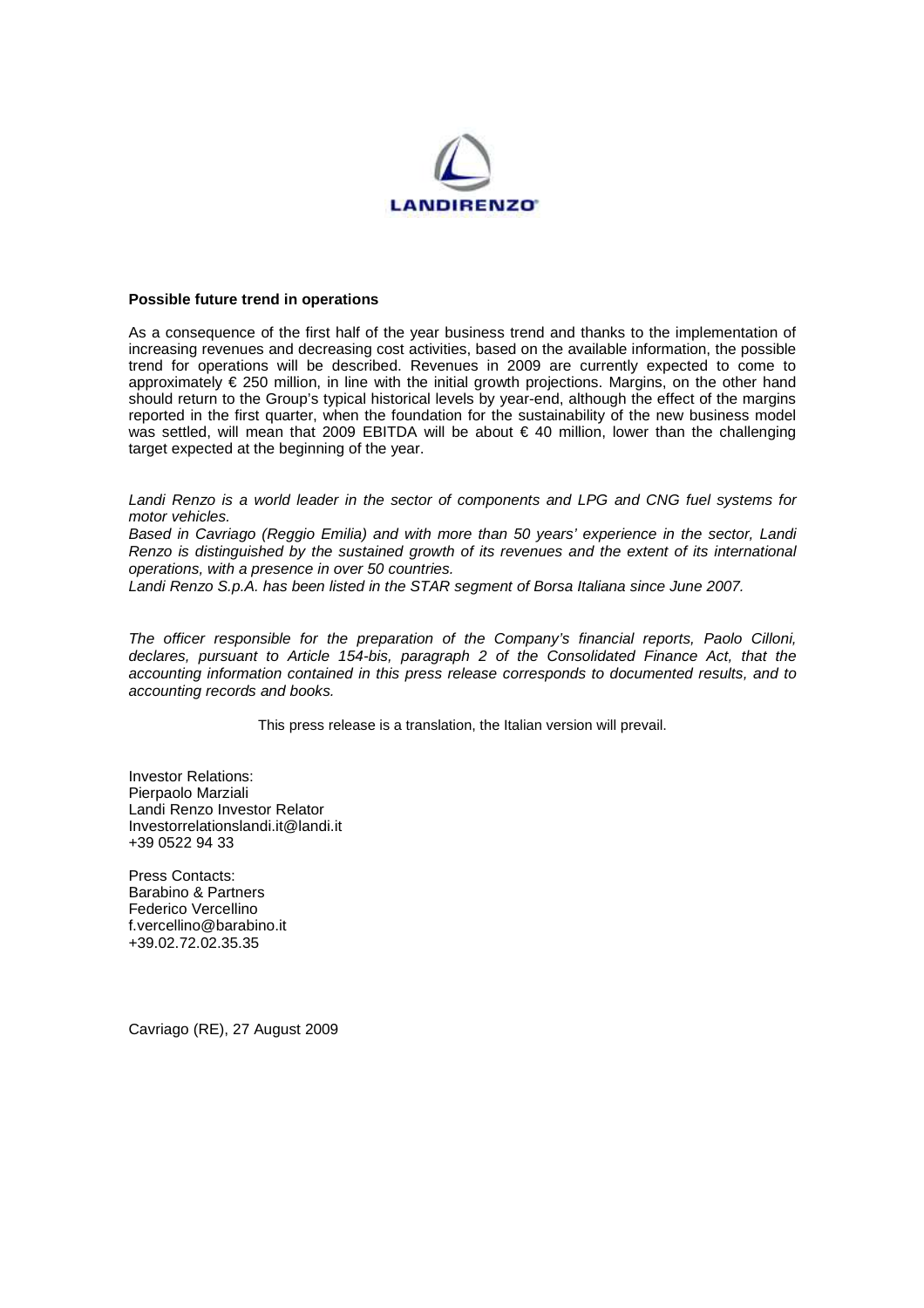**Possible future trend in operations**

As a consequence of the first half of the year business trend and thanks to the implementation of increasing revenues and decreasing cost activities, based on the available information, the possible trend for operations will be described. Revenues in 2009 are currently expected to come to approximately € 250 million, in line with the initial growth projections. Margins, on the other hand should return to the Group's typical historical levels by year-end, although the effect of the margins reported in the first quarter, when the foundation for the sustainability of the new business model was settled, will mean that 2009 EBITDA will be about € 40 million, lower than the challenging target expected at the beginning of the year.

*Landi Renzo is a world leader in the sector of components and LPG and CNG fuel systems for motor vehicles.*
*Based in Cavriago (Reggio Emilia) and with more than 50 years' experience in the sector, Landi Renzo is distinguished by the sustained growth of its revenues and the extent of its international operations, with a presence in over 50 countries.*
*Landi Renzo S.p.A. has been listed in the STAR segment of Borsa Italiana since June 2007.*

*The officer responsible for the preparation of the Company's financial reports, Paolo Cilloni, declares, pursuant to Article 154-bis, paragraph 2 of the Consolidated Finance Act, that the accounting information contained in this press release corresponds to documented results, and to accounting records and books.*

This press release is a translation, the Italian version will prevail.

Investor Relations:
Pierpaolo Marziali
Landi Renzo Investor Relator
Investorrelationslandi.it@landi.it
+39 0522 94 33

Press Contacts:
Barabino & Partners
Federico Vercellino
f.vercellino@barabino.it
+39.02.72.02.35.35

Cavriago (RE), 27 August 2009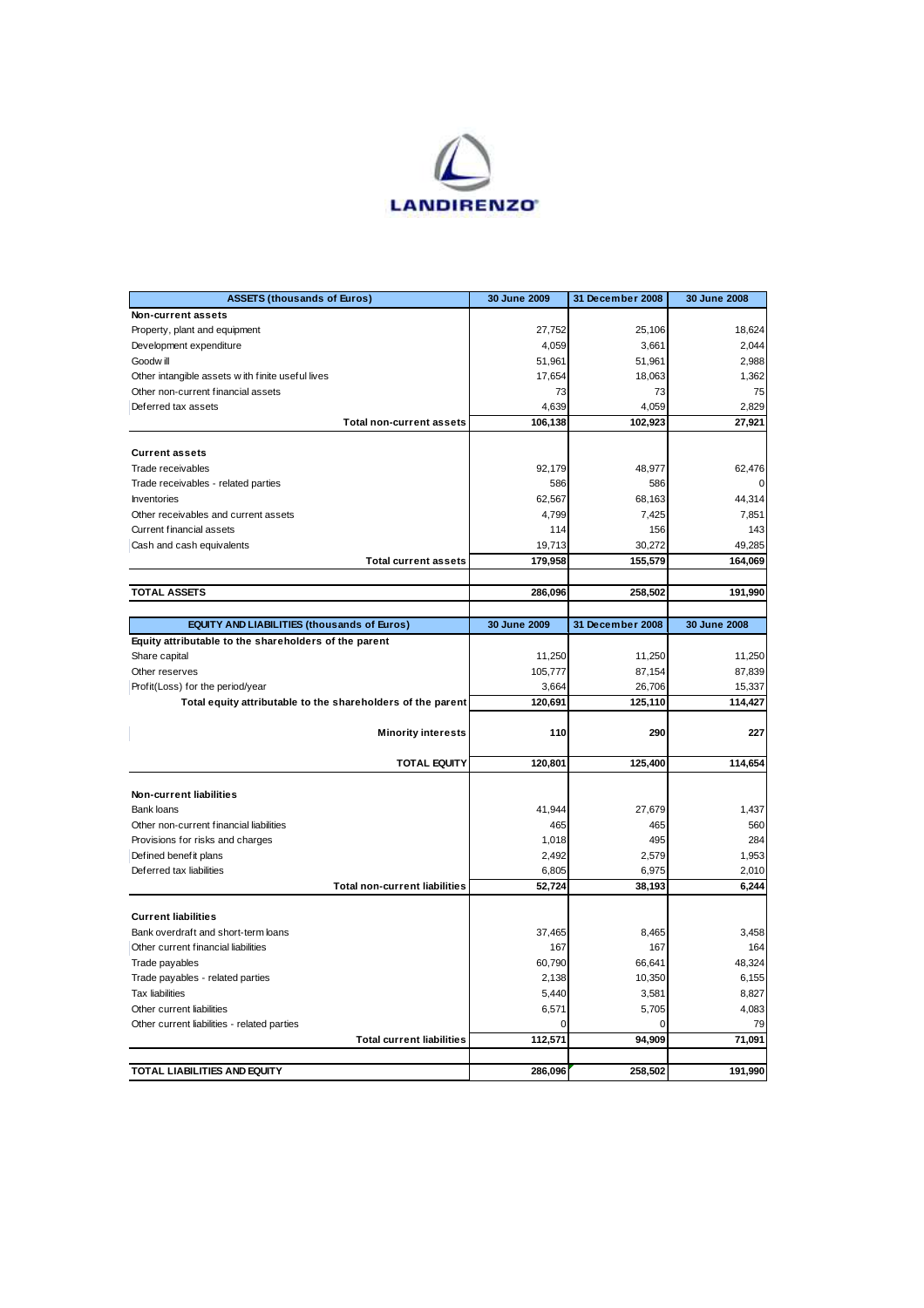**LANDIRENZO**

| ASSETS (thousands of Euros) | 30 June 2009 | 31 December 2008 | 30 June 2008 |
|---|---|---|---|
| **Non-current assets** | | | |
| Property, plant and equipment | 27,752 | 25,106 | 18,624 |
| Development expenditure | 4,059 | 3,661 | 2,044 |
| Goodwill | 51,961 | 51,961 | 2,988 |
| Other intangible assets with finite useful lives | 17,654 | 18,063 | 1,362 |
| Other non-current financial assets | 73 | 73 | 75 |
| Deferred tax assets | 4,639 | 4,059 | 2,829 |
| **Total non-current assets** | **106,138** | **102,923** | **27,921** |
| | | | |
| **Current assets** | | | |
| Trade receivables | 92,179 | 48,977 | 62,476 |
| Trade receivables - related parties | 586 | 586 | 0 |
| Inventories | 62,567 | 68,163 | 44,314 |
| Other receivables and current assets | 4,799 | 7,425 | 7,851 |
| Current financial assets | 114 | 156 | 143 |
| Cash and cash equivalents | 19,713 | 30,272 | 49,285 |
| **Total current assets** | **179,958** | **155,579** | **164,069** |
| | | | |
| **TOTAL ASSETS** | **286,096** | **258,502** | **191,990** |

| EQUITY AND LIABILITIES (thousands of Euros) | 30 June 2009 | 31 December 2008 | 30 June 2008 |
|---|---|---|---|
| **Equity attributable to the shareholders of the parent** | | | |
| Share capital | 11,250 | 11,250 | 11,250 |
| Other reserves | 105,777 | 87,154 | 87,839 |
| Profit(Loss) for the period/year | 3,664 | 26,706 | 15,337 |
| **Total equity attributable to the shareholders of the parent** | **120,691** | **125,110** | **114,427** |
| | | | |
| **Minority interests** | **110** | **290** | **227** |
| | | | |
| **TOTAL EQUITY** | **120,801** | **125,400** | **114,654** |
| | | | |
| **Non-current liabilities** | | | |
| Bank loans | 41,944 | 27,679 | 1,437 |
| Other non-current financial liabilities | 465 | 465 | 560 |
| Provisions for risks and charges | 1,018 | 495 | 284 |
| Defined benefit plans | 2,492 | 2,579 | 1,953 |
| Deferred tax liabilities | 6,805 | 6,975 | 2,010 |
| **Total non-current liabilities** | **52,724** | **38,193** | **6,244** |
| | | | |
| **Current liabilities** | | | |
| Bank overdraft and short-term loans | 37,465 | 8,465 | 3,458 |
| Other current financial liabilities | 167 | 167 | 164 |
| Trade payables | 60,790 | 66,641 | 48,324 |
| Trade payables - related parties | 2,138 | 10,350 | 6,155 |
| Tax liabilities | 5,440 | 3,581 | 8,827 |
| Other current liabilities | 6,571 | 5,705 | 4,083 |
| Other current liabilities - related parties | 0 | 0 | 79 |
| **Total current liabilities** | **112,571** | **94,909** | **71,091** |
| | | | |
| **TOTAL LIABILITIES AND EQUITY** | **286,096** | **258,502** | **191,990** |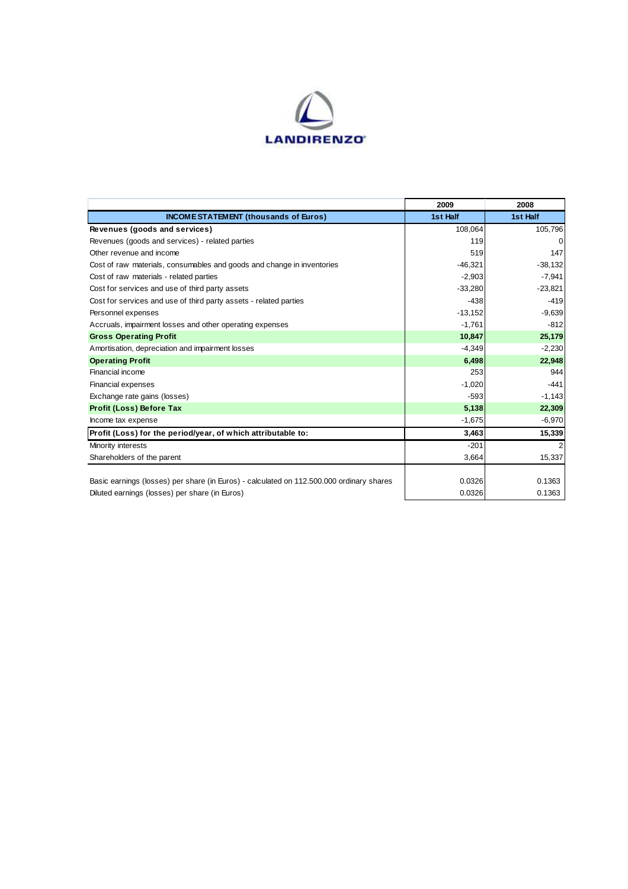LANDIRENZO

| | 2009 | 2008 |
|---|---|---|
| **INCOME STATEMENT (thousands of Euros)** | **1st Half** | **1st Half** |
| **Revenues (goods and services)** | 108,064 | 105,796 |
| Revenues (goods and services) - related parties | 119 | 0 |
| Other revenue and income | 519 | 147 |
| Cost of raw materials, consumables and goods and change in inventories | -46,321 | -38,132 |
| Cost of raw materials - related parties | -2,903 | -7,941 |
| Cost for services and use of third party assets | -33,280 | -23,821 |
| Cost for services and use of third party assets - related parties | -438 | -419 |
| Personnel expenses | -13,152 | -9,639 |
| Accruals, impairment losses and other operating expenses | -1,761 | -812 |
| **Gross Operating Profit** | **10,847** | **25,179** |
| Amortisation, depreciation and impairment losses | -4,349 | -2,230 |
| **Operating Profit** | **6,498** | **22,948** |
| Financial income | 253 | 944 |
| Financial expenses | -1,020 | -441 |
| Exchange rate gains (losses) | -593 | -1,143 |
| **Profit (Loss) Before Tax** | **5,138** | **22,309** |
| Income tax expense | -1,675 | -6,970 |
| **Profit (Loss) for the period/year, of which attributable to:** | **3,463** | **15,339** |
| Minority interests | -201 | 2 |
| Shareholders of the parent | 3,664 | 15,337 |
| | | |
| Basic earnings (losses) per share (in Euros) - calculated on 112.500.000 ordinary shares | 0.0326 | 0.1363 |
| Diluted earnings (losses) per share (in Euros) | 0.0326 | 0.1363 |